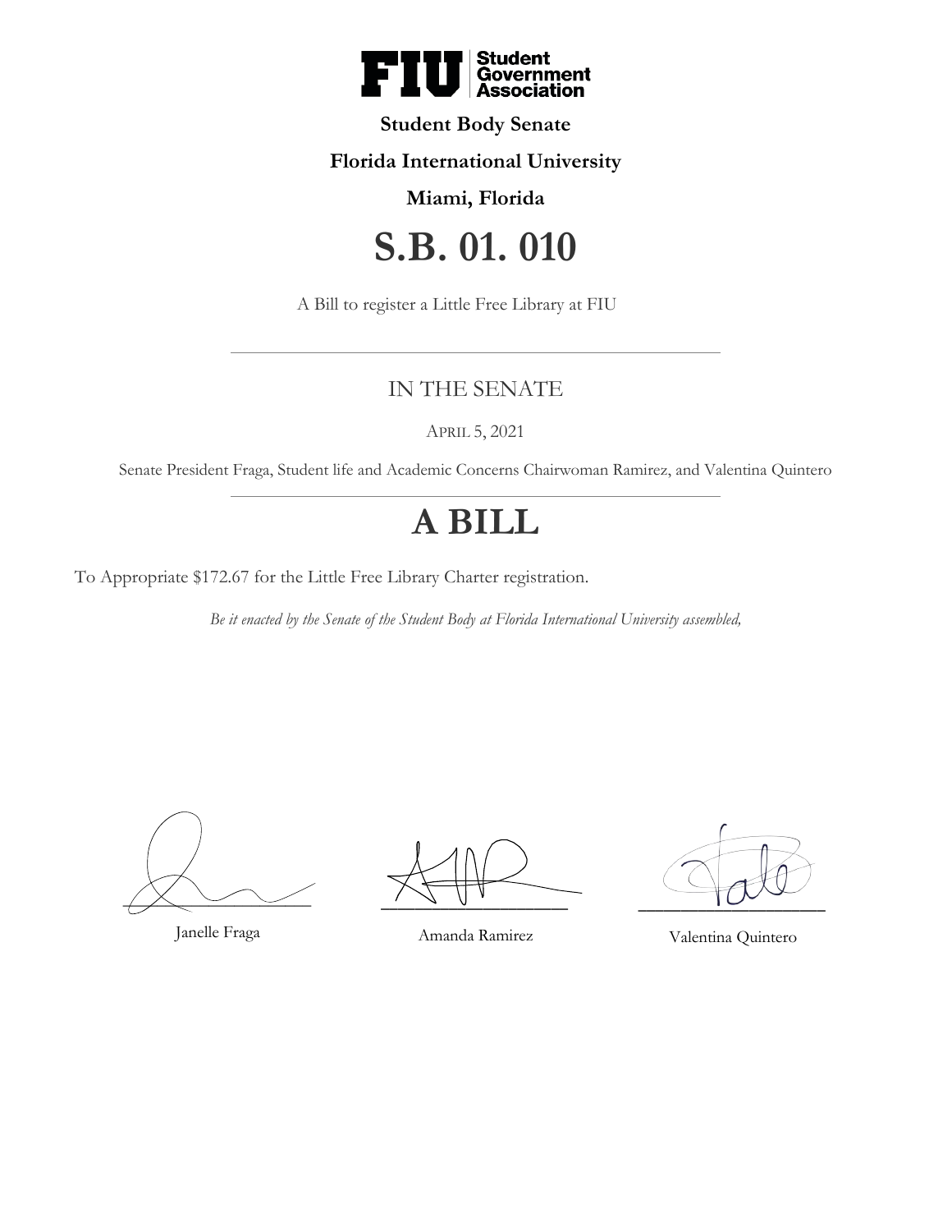**FIU Student Government Association**

**Student Body Senate**

**Florida International University**

**Miami, Florida**

# S.B. 01. 010

A Bill to register a Little Free Library at FIU

---

## IN THE SENATE

APRIL 5, 2021

Senate President Fraga, Student life and Academic Concerns Chairwoman Ramirez, and Valentina Quintero

---

# A BILL

To Appropriate $172.67 for the Little Free Library Charter registration.

*Be it enacted by the Senate of the Student Body at Florida International University assembled,*

______________________
Janelle Fraga

______________________
Amanda Ramirez

______________________
Valentina Quintero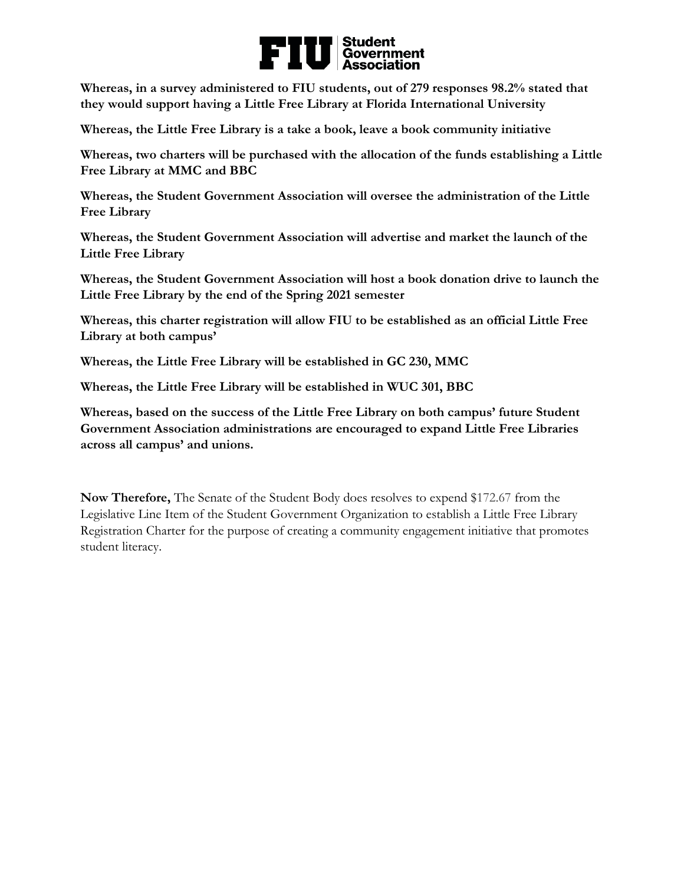**Whereas, in a survey administered to FIU students, out of 279 responses 98.2% stated that they would support having a Little Free Library at Florida International University**

**Whereas, the Little Free Library is a take a book, leave a book community initiative**

**Whereas, two charters will be purchased with the allocation of the funds establishing a Little Free Library at MMC and BBC**

**Whereas, the Student Government Association will oversee the administration of the Little Free Library**

**Whereas, the Student Government Association will advertise and market the launch of the Little Free Library**

**Whereas, the Student Government Association will host a book donation drive to launch the Little Free Library by the end of the Spring 2021 semester**

**Whereas, this charter registration will allow FIU to be established as an official Little Free Library at both campus'**

**Whereas, the Little Free Library will be established in GC 230, MMC**

**Whereas, the Little Free Library will be established in WUC 301, BBC**

**Whereas, based on the success of the Little Free Library on both campus' future Student Government Association administrations are encouraged to expand Little Free Libraries across all campus' and unions.**

**Now Therefore,** The Senate of the Student Body does resolves to expend $172.67 from the Legislative Line Item of the Student Government Organization to establish a Little Free Library Registration Charter for the purpose of creating a community engagement initiative that promotes student literacy.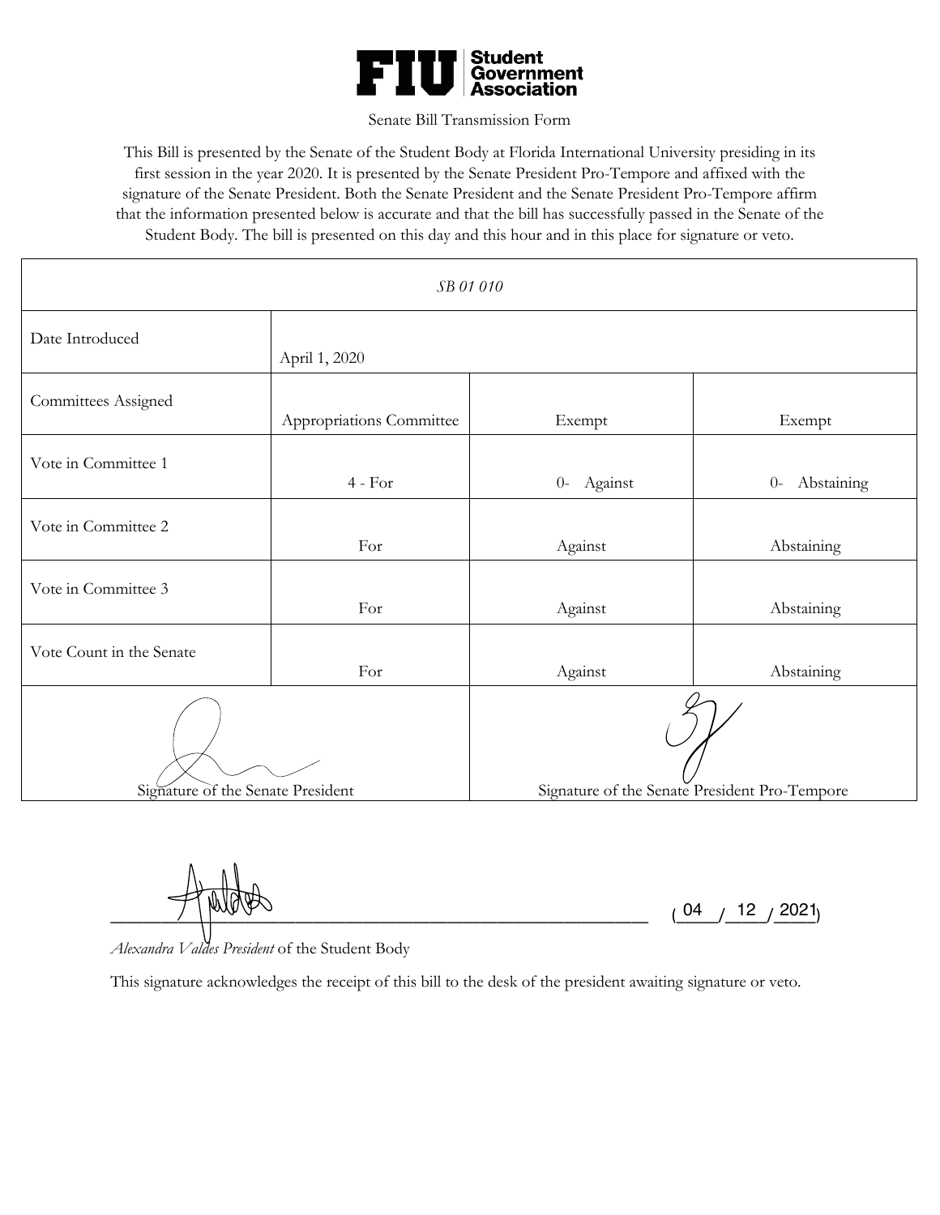FIU Student Government Association

Senate Bill Transmission Form

This Bill is presented by the Senate of the Student Body at Florida International University presiding in its first session in the year 2020. It is presented by the Senate President Pro-Tempore and affixed with the signature of the Senate President. Both the Senate President and the Senate President Pro-Tempore affirm that the information presented below is accurate and that the bill has successfully passed in the Senate of the Student Body. The bill is presented on this day and this hour and in this place for signature or veto.

| *SB 01 010* | | | |
|---|---|---|---|
| Date Introduced | April 1, 2020 | | |
| Committees Assigned | Appropriations Committee | Exempt | Exempt |
| Vote in Committee 1 | 4 - For | 0- Against | 0- Abstaining |
| Vote in Committee 2 | For | Against | Abstaining |
| Vote in Committee 3 | For | Against | Abstaining |
| Vote Count in the Senate | For | Against | Abstaining |
| Signature of the Senate President | | Signature of the Senate President Pro-Tempore | |

\_\_\_\_\_\_\_\_\_\_\_\_\_\_\_\_\_\_\_\_\_\_\_\_\_\_\_\_\_\_\_\_\_\_\_\_\_\_\_\_ (04 / 12 / 2021)

*Alexandra Valdes President* of the Student Body

This signature acknowledges the receipt of this bill to the desk of the president awaiting signature or veto.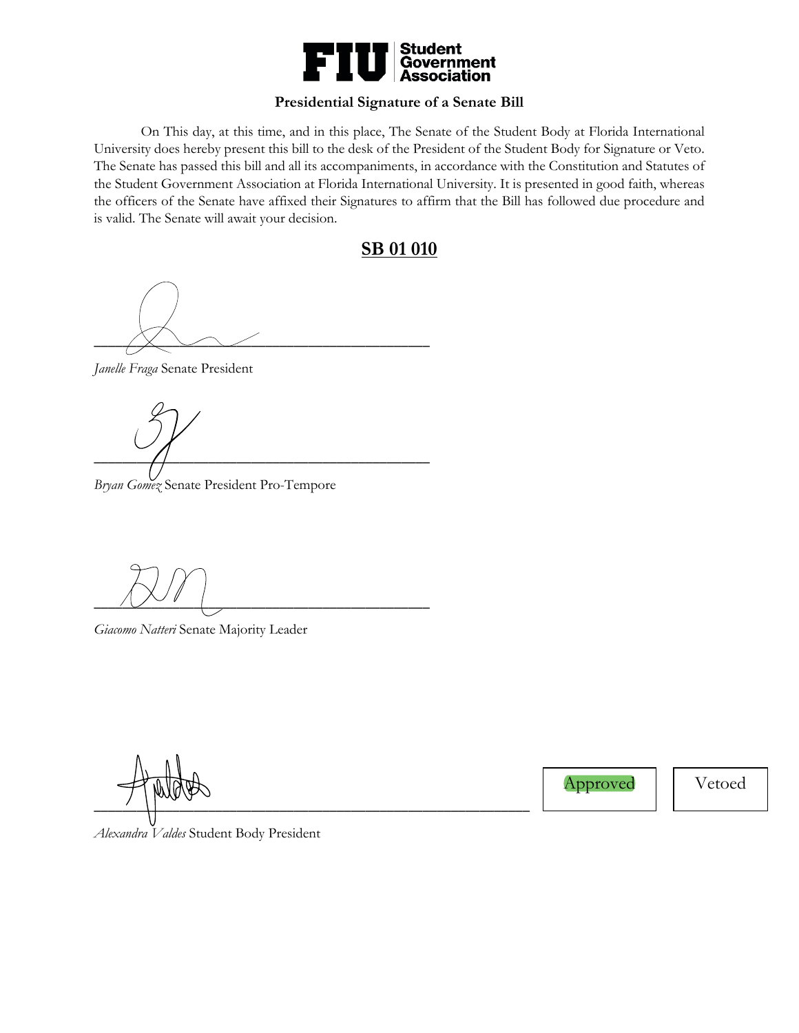**FIU Student Government Association**

**Presidential Signature of a Senate Bill**

On This day, at this time, and in this place, The Senate of the Student Body at Florida International University does hereby present this bill to the desk of the President of the Student Body for Signature or Veto. The Senate has passed this bill and all its accompaniments, in accordance with the Constitution and Statutes of the Student Government Association at Florida International University. It is presented in good faith, whereas the officers of the Senate have affixed their Signatures to affirm that the Bill has followed due procedure and is valid. The Senate will await your decision.

## SB 01 010

\_\_\_\_\_\_\_\_\_\_\_\_\_\_\_\_\_\_\_\_\_\_\_\_\_\_\_\_\_\_\_\_\_\_\_\_\_\_\_\_\_\_

*Janelle Fraga* Senate President

\_\_\_\_\_\_\_\_\_\_\_\_\_\_\_\_\_\_\_\_\_\_\_\_\_\_\_\_\_\_\_\_\_\_\_\_\_\_\_\_\_\_

*Bryan Gomez* Senate President Pro-Tempore

\_\_\_\_\_\_\_\_\_\_\_\_\_\_\_\_\_\_\_\_\_\_\_\_\_\_\_\_\_\_\_\_\_\_\_\_\_\_\_\_\_\_

*Giacomo Natteri* Senate Majority Leader

\_\_\_\_\_\_\_\_\_\_\_\_\_\_\_\_\_\_\_\_\_\_\_\_\_\_\_\_\_\_\_\_\_\_\_\_\_\_\_\_\_\_\_\_\_\_\_\_\_\_\_\_\_

*Alexandra Valdes* Student Body President

Approved (highlighted) | Vetoed